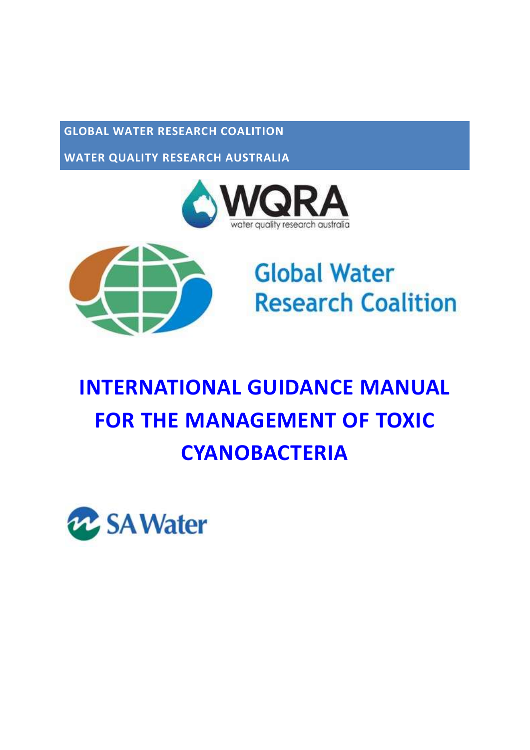GLOBAL WATER RESEARCH COALITION

WATER QUALITY RESEARCH AUSTRALIA

# INTERNATIONAL GUIDANCE MANUAL FOR THE MANAGEMENT OF TOXIC CYANOBACTERIA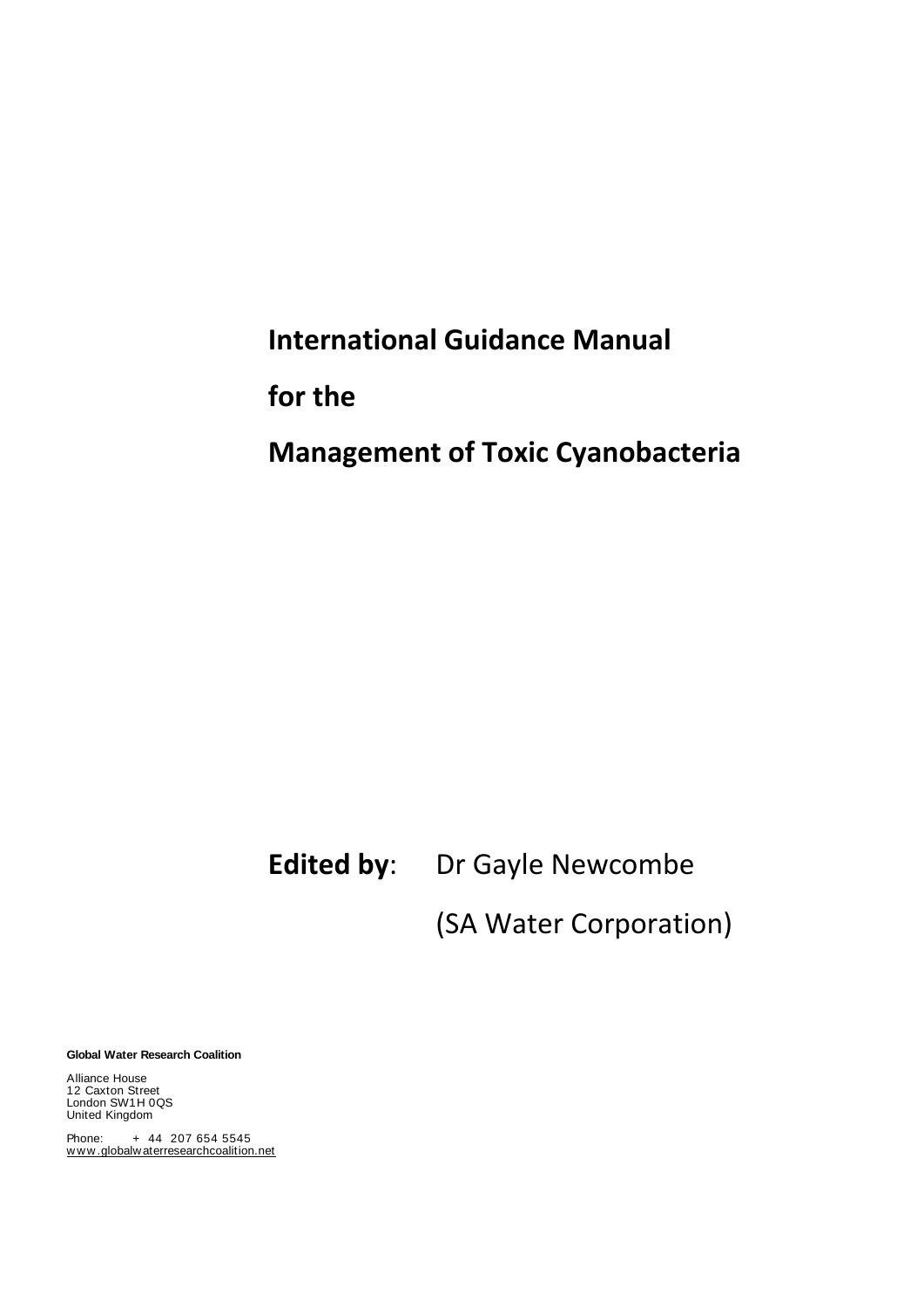# International Guidance Manual

# for the

# Management of Toxic Cyanobacteria

**Edited by**: Dr Gayle Newcombe

(SA Water Corporation)

**Global Water Research Coalition**

Alliance House
12 Caxton Street
London SW1H 0QS
United Kingdom

Phone: + 44 207 654 5545
www.globalwaterresearchcoalition.net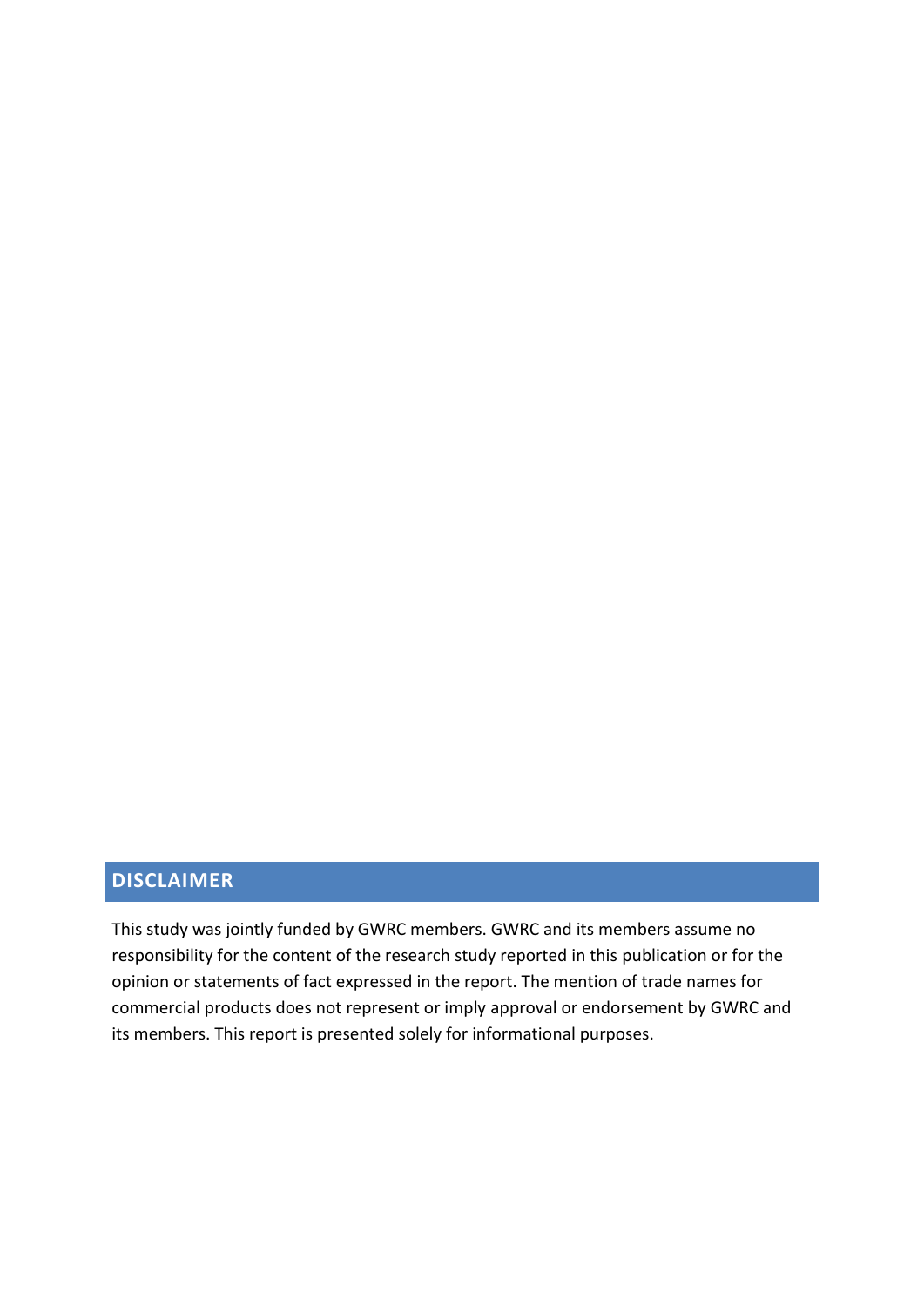## DISCLAIMER

This study was jointly funded by GWRC members. GWRC and its members assume no responsibility for the content of the research study reported in this publication or for the opinion or statements of fact expressed in the report. The mention of trade names for commercial products does not represent or imply approval or endorsement by GWRC and its members. This report is presented solely for informational purposes.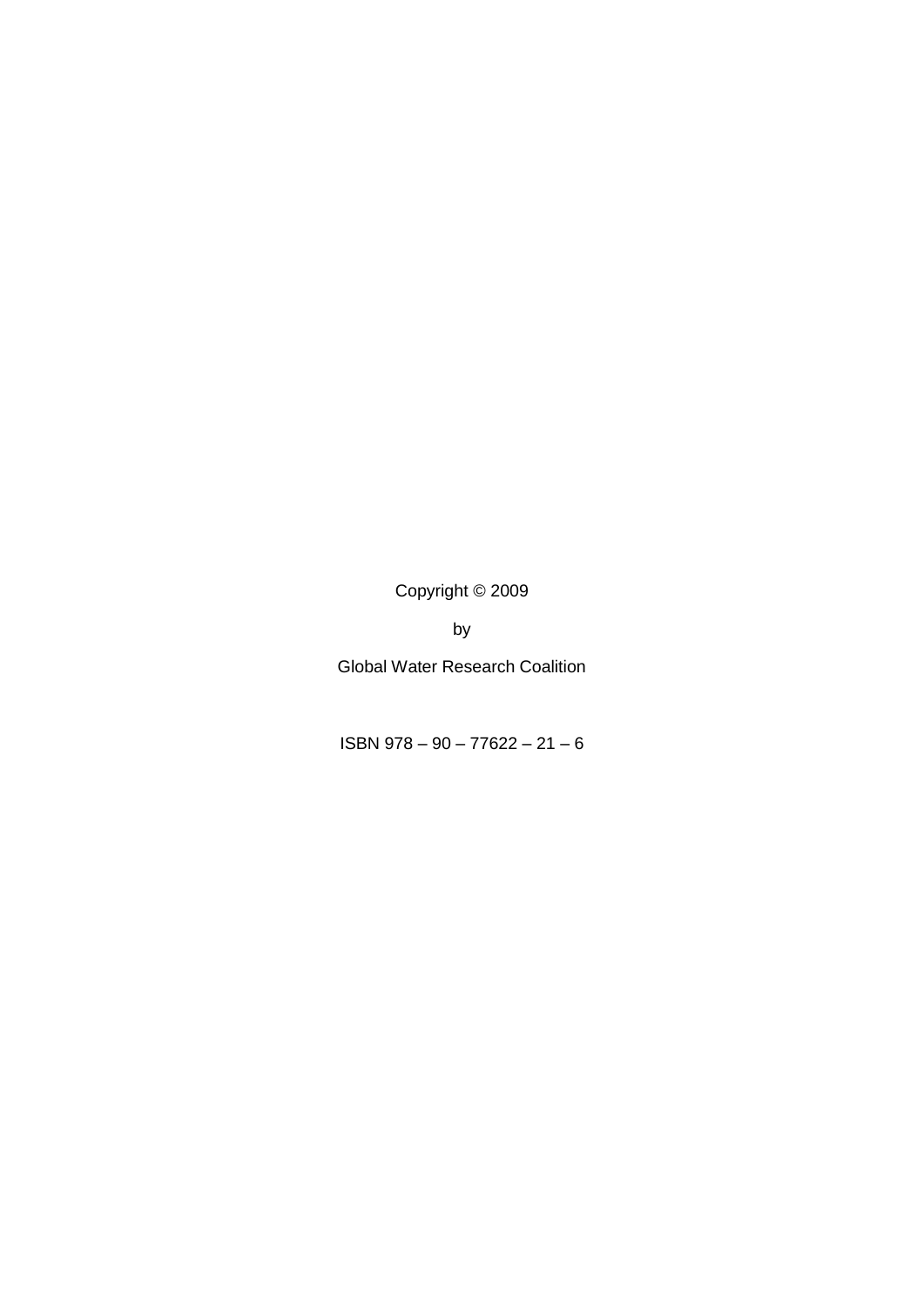Copyright © 2009

by

Global Water Research Coalition

ISBN 978 – 90 – 77622 – 21 – 6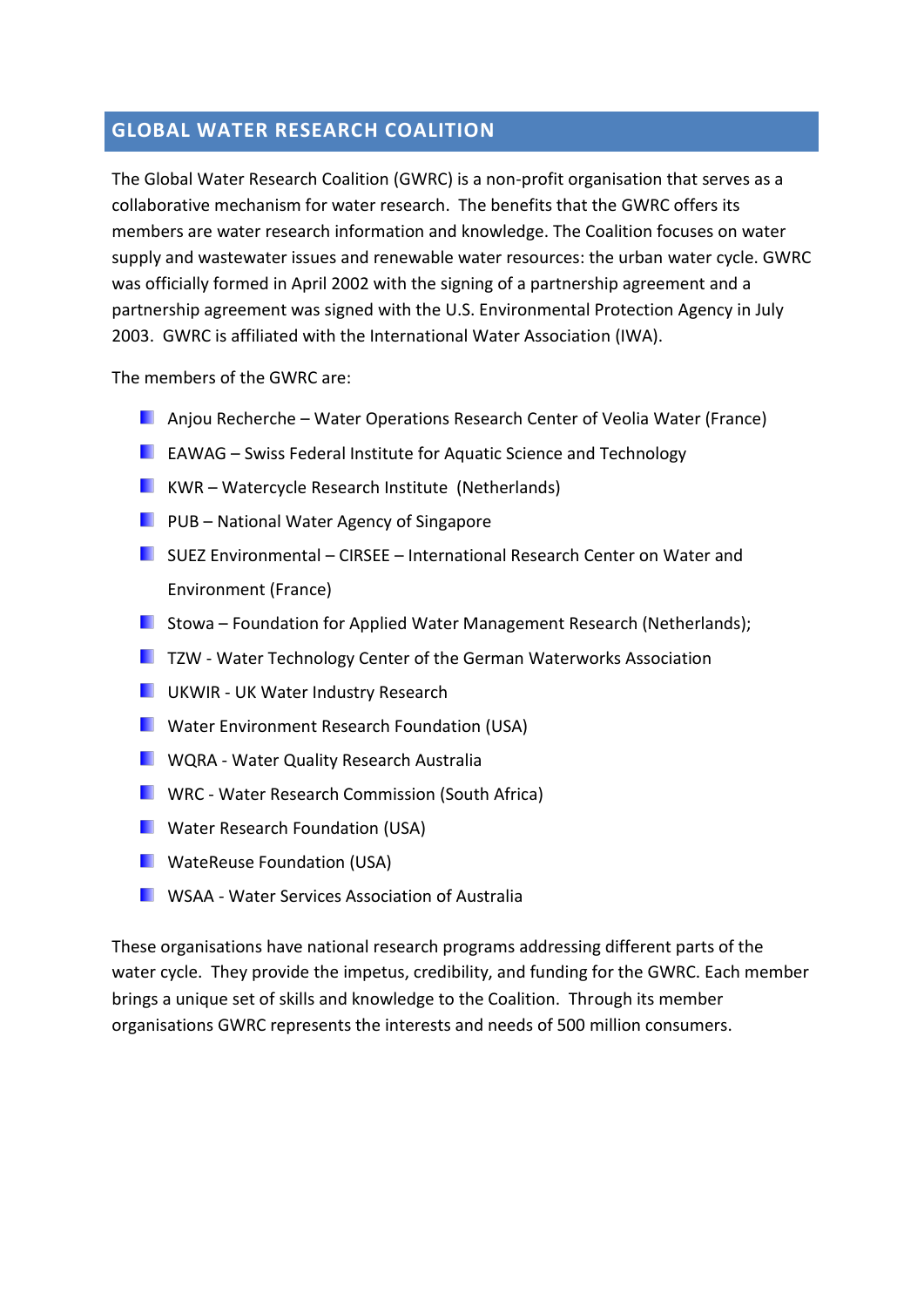## GLOBAL WATER RESEARCH COALITION

The Global Water Research Coalition (GWRC) is a non-profit organisation that serves as a collaborative mechanism for water research. The benefits that the GWRC offers its members are water research information and knowledge. The Coalition focuses on water supply and wastewater issues and renewable water resources: the urban water cycle. GWRC was officially formed in April 2002 with the signing of a partnership agreement and a partnership agreement was signed with the U.S. Environmental Protection Agency in July 2003. GWRC is affiliated with the International Water Association (IWA).

The members of the GWRC are:

- Anjou Recherche – Water Operations Research Center of Veolia Water (France)
- EAWAG – Swiss Federal Institute for Aquatic Science and Technology
- KWR – Watercycle Research Institute (Netherlands)
- PUB – National Water Agency of Singapore
- SUEZ Environmental – CIRSEE – International Research Center on Water and Environment (France)
- Stowa – Foundation for Applied Water Management Research (Netherlands);
- TZW - Water Technology Center of the German Waterworks Association
- UKWIR - UK Water Industry Research
- Water Environment Research Foundation (USA)
- WQRA - Water Quality Research Australia
- WRC - Water Research Commission (South Africa)
- Water Research Foundation (USA)
- WateReuse Foundation (USA)
- WSAA - Water Services Association of Australia

These organisations have national research programs addressing different parts of the water cycle. They provide the impetus, credibility, and funding for the GWRC. Each member brings a unique set of skills and knowledge to the Coalition. Through its member organisations GWRC represents the interests and needs of 500 million consumers.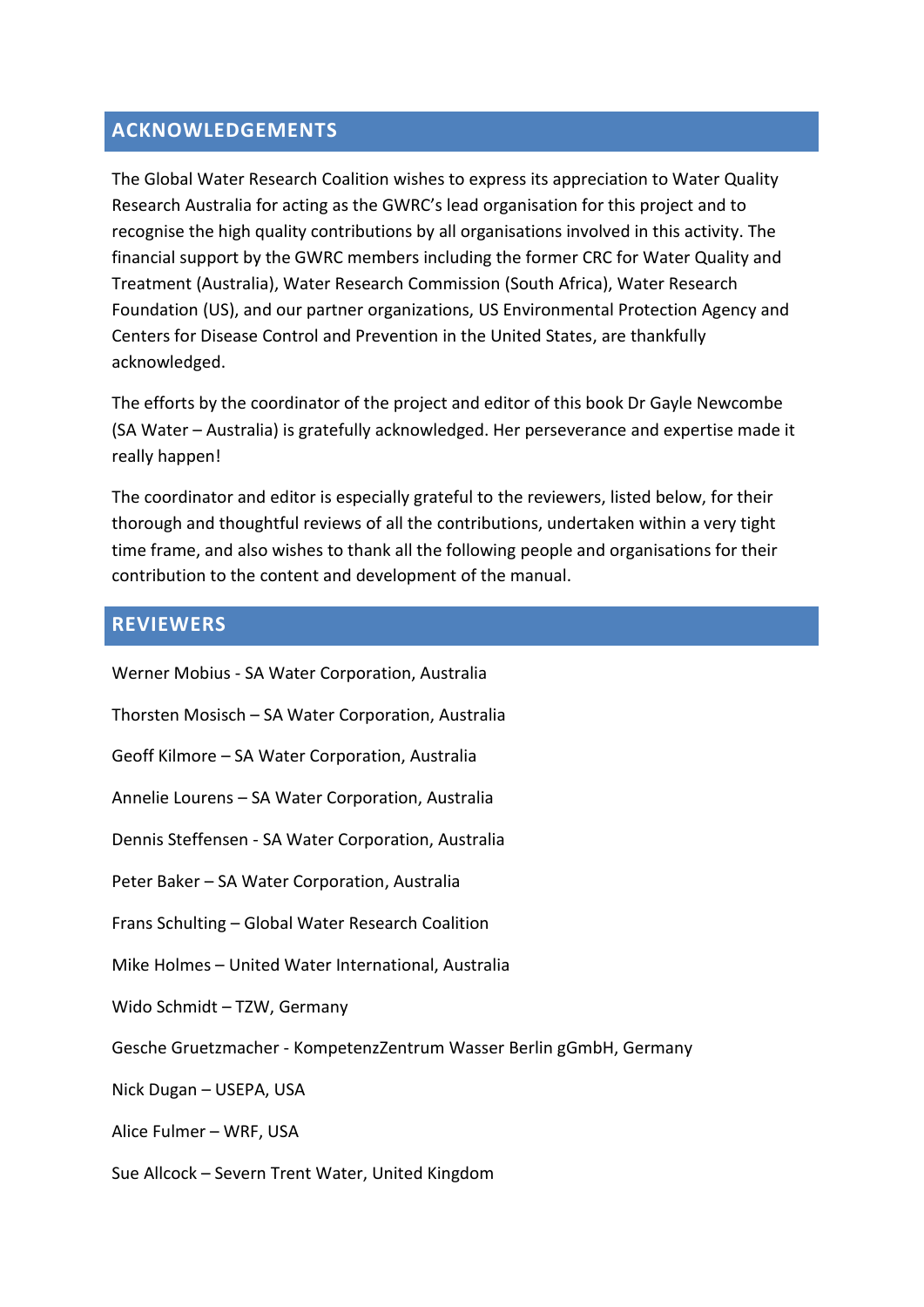## ACKNOWLEDGEMENTS

The Global Water Research Coalition wishes to express its appreciation to Water Quality Research Australia for acting as the GWRC's lead organisation for this project and to recognise the high quality contributions by all organisations involved in this activity. The financial support by the GWRC members including the former CRC for Water Quality and Treatment (Australia), Water Research Commission (South Africa), Water Research Foundation (US), and our partner organizations, US Environmental Protection Agency and Centers for Disease Control and Prevention in the United States, are thankfully acknowledged.

The efforts by the coordinator of the project and editor of this book Dr Gayle Newcombe (SA Water – Australia) is gratefully acknowledged. Her perseverance and expertise made it really happen!

The coordinator and editor is especially grateful to the reviewers, listed below, for their thorough and thoughtful reviews of all the contributions, undertaken within a very tight time frame, and also wishes to thank all the following people and organisations for their contribution to the content and development of the manual.

## REVIEWERS

Werner Mobius - SA Water Corporation, Australia

Thorsten Mosisch – SA Water Corporation, Australia

Geoff Kilmore – SA Water Corporation, Australia

Annelie Lourens – SA Water Corporation, Australia

Dennis Steffensen - SA Water Corporation, Australia

Peter Baker – SA Water Corporation, Australia

Frans Schulting – Global Water Research Coalition

Mike Holmes – United Water International, Australia

Wido Schmidt – TZW, Germany

Gesche Gruetzmacher - KompetenzZentrum Wasser Berlin gGmbH, Germany

Nick Dugan – USEPA, USA

Alice Fulmer – WRF, USA

Sue Allcock – Severn Trent Water, United Kingdom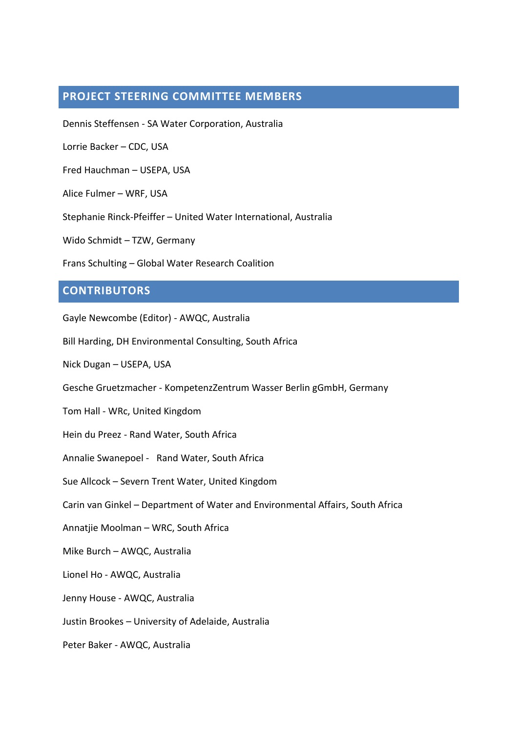## PROJECT STEERING COMMITTEE MEMBERS

Dennis Steffensen - SA Water Corporation, Australia

Lorrie Backer – CDC, USA

Fred Hauchman – USEPA, USA

Alice Fulmer – WRF, USA

Stephanie Rinck-Pfeiffer – United Water International, Australia

Wido Schmidt – TZW, Germany

Frans Schulting – Global Water Research Coalition

## CONTRIBUTORS

Gayle Newcombe (Editor) - AWQC, Australia

Bill Harding, DH Environmental Consulting, South Africa

Nick Dugan – USEPA, USA

Gesche Gruetzmacher - KompetenzZentrum Wasser Berlin gGmbH, Germany

Tom Hall - WRc, United Kingdom

Hein du Preez - Rand Water, South Africa

Annalie Swanepoel - Rand Water, South Africa

Sue Allcock – Severn Trent Water, United Kingdom

Carin van Ginkel – Department of Water and Environmental Affairs, South Africa

Annatjie Moolman – WRC, South Africa

Mike Burch – AWQC, Australia

Lionel Ho - AWQC, Australia

Jenny House - AWQC, Australia

Justin Brookes – University of Adelaide, Australia

Peter Baker - AWQC, Australia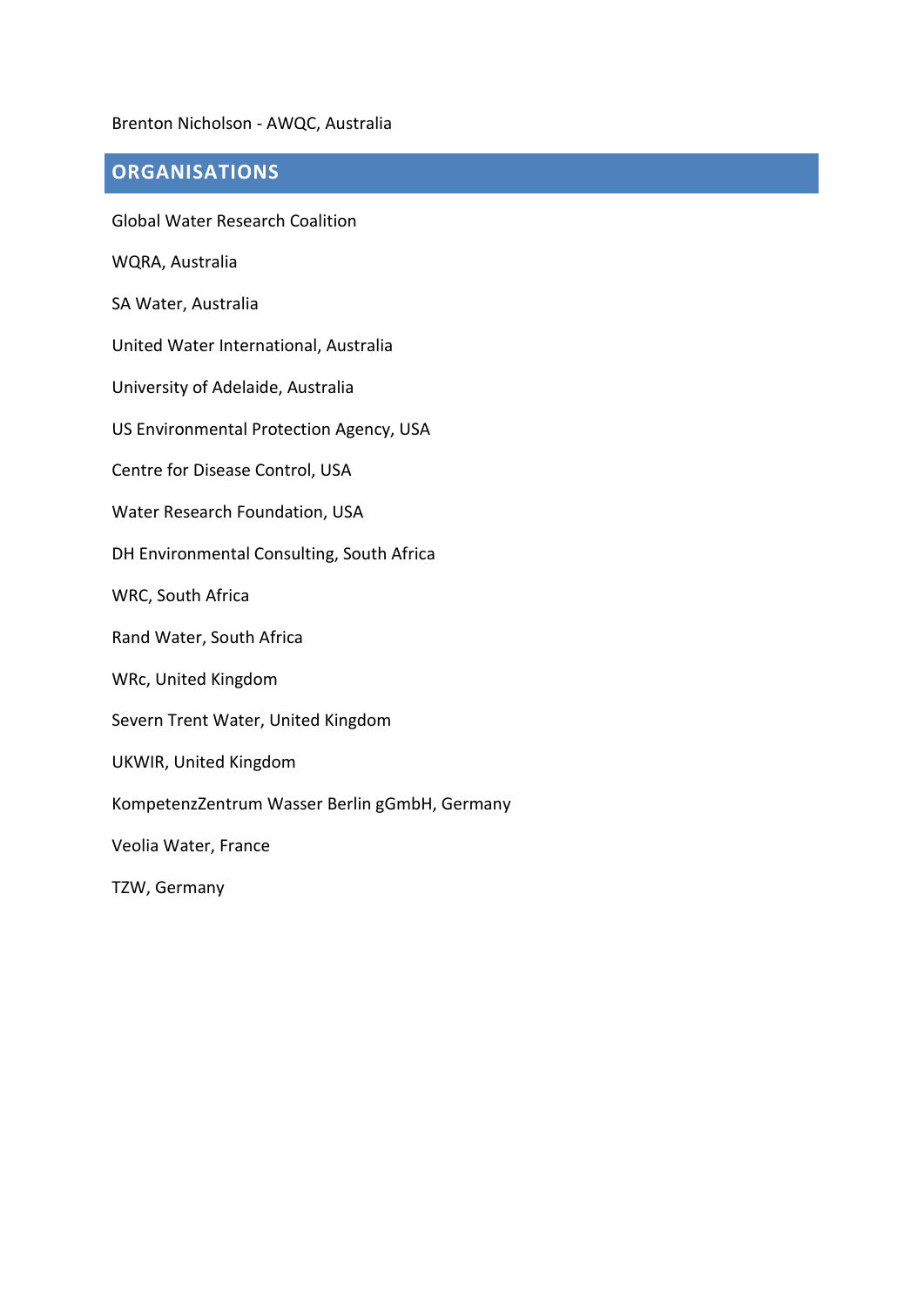Brenton Nicholson - AWQC, Australia

## ORGANISATIONS

Global Water Research Coalition

WQRA, Australia

SA Water, Australia

United Water International, Australia

University of Adelaide, Australia

US Environmental Protection Agency, USA

Centre for Disease Control, USA

Water Research Foundation, USA

DH Environmental Consulting, South Africa

WRC, South Africa

Rand Water, South Africa

WRc, United Kingdom

Severn Trent Water, United Kingdom

UKWIR, United Kingdom

KompetenzZentrum Wasser Berlin gGmbH, Germany

Veolia Water, France

TZW, Germany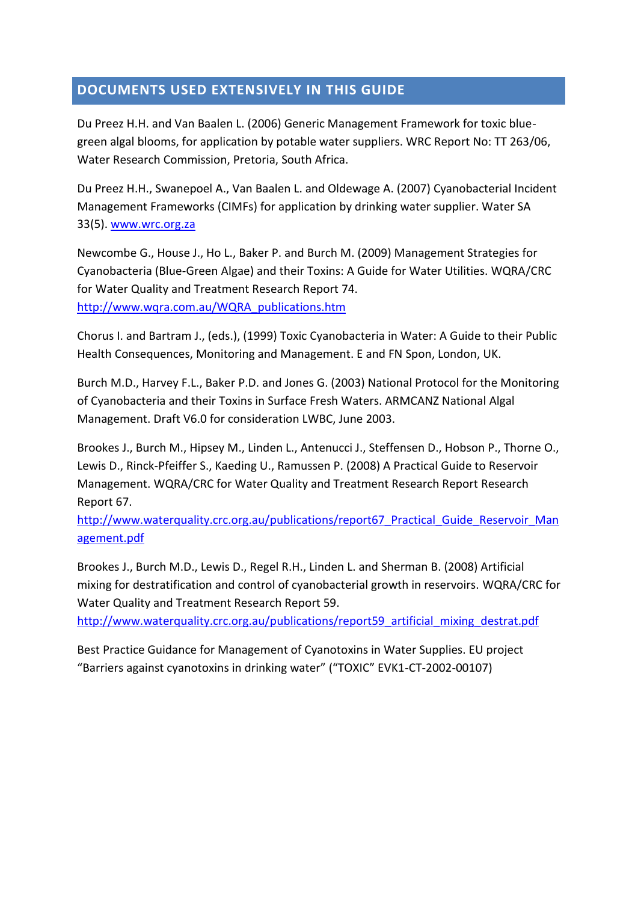## DOCUMENTS USED EXTENSIVELY IN THIS GUIDE

Du Preez H.H. and Van Baalen L. (2006) Generic Management Framework for toxic blue-green algal blooms, for application by potable water suppliers. WRC Report No: TT 263/06, Water Research Commission, Pretoria, South Africa.

Du Preez H.H., Swanepoel A., Van Baalen L. and Oldewage A. (2007) Cyanobacterial Incident Management Frameworks (CIMFs) for application by drinking water supplier. Water SA 33(5). www.wrc.org.za

Newcombe G., House J., Ho L., Baker P. and Burch M. (2009) Management Strategies for Cyanobacteria (Blue-Green Algae) and their Toxins: A Guide for Water Utilities. WQRA/CRC for Water Quality and Treatment Research Report 74. http://www.wqra.com.au/WQRA_publications.htm

Chorus I. and Bartram J., (eds.), (1999) Toxic Cyanobacteria in Water: A Guide to their Public Health Consequences, Monitoring and Management. E and FN Spon, London, UK.

Burch M.D., Harvey F.L., Baker P.D. and Jones G. (2003) National Protocol for the Monitoring of Cyanobacteria and their Toxins in Surface Fresh Waters. ARMCANZ National Algal Management. Draft V6.0 for consideration LWBC, June 2003.

Brookes J., Burch M., Hipsey M., Linden L., Antenucci J., Steffensen D., Hobson P., Thorne O., Lewis D., Rinck-Pfeiffer S., Kaeding U., Ramussen P. (2008) A Practical Guide to Reservoir Management. WQRA/CRC for Water Quality and Treatment Research Report Research Report 67. http://www.waterquality.crc.org.au/publications/report67_Practical_Guide_Reservoir_Management.pdf

Brookes J., Burch M.D., Lewis D., Regel R.H., Linden L. and Sherman B. (2008) Artificial mixing for destratification and control of cyanobacterial growth in reservoirs. WQRA/CRC for Water Quality and Treatment Research Report 59. http://www.waterquality.crc.org.au/publications/report59_artificial_mixing_destrat.pdf

Best Practice Guidance for Management of Cyanotoxins in Water Supplies. EU project "Barriers against cyanotoxins in drinking water" ("TOXIC" EVK1-CT-2002-00107)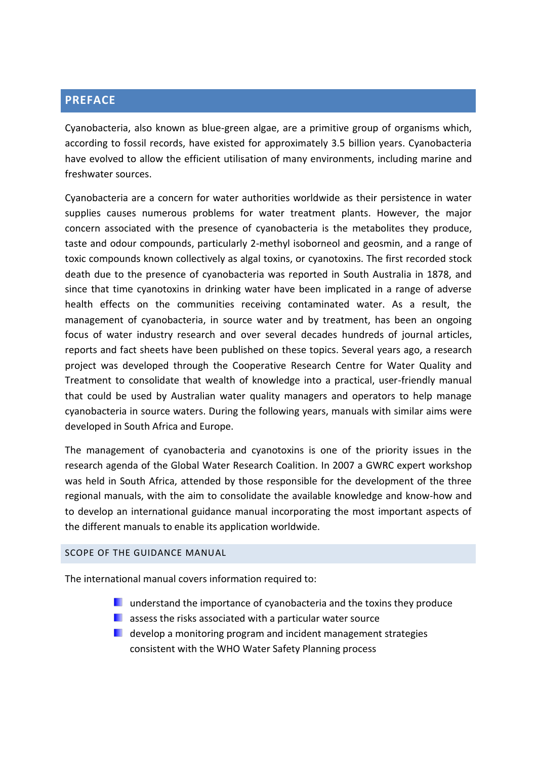## PREFACE

Cyanobacteria, also known as blue-green algae, are a primitive group of organisms which, according to fossil records, have existed for approximately 3.5 billion years. Cyanobacteria have evolved to allow the efficient utilisation of many environments, including marine and freshwater sources.

Cyanobacteria are a concern for water authorities worldwide as their persistence in water supplies causes numerous problems for water treatment plants. However, the major concern associated with the presence of cyanobacteria is the metabolites they produce, taste and odour compounds, particularly 2-methyl isoborneol and geosmin, and a range of toxic compounds known collectively as algal toxins, or cyanotoxins. The first recorded stock death due to the presence of cyanobacteria was reported in South Australia in 1878, and since that time cyanotoxins in drinking water have been implicated in a range of adverse health effects on the communities receiving contaminated water. As a result, the management of cyanobacteria, in source water and by treatment, has been an ongoing focus of water industry research and over several decades hundreds of journal articles, reports and fact sheets have been published on these topics. Several years ago, a research project was developed through the Cooperative Research Centre for Water Quality and Treatment to consolidate that wealth of knowledge into a practical, user-friendly manual that could be used by Australian water quality managers and operators to help manage cyanobacteria in source waters. During the following years, manuals with similar aims were developed in South Africa and Europe.

The management of cyanobacteria and cyanotoxins is one of the priority issues in the research agenda of the Global Water Research Coalition. In 2007 a GWRC expert workshop was held in South Africa, attended by those responsible for the development of the three regional manuals, with the aim to consolidate the available knowledge and know-how and to develop an international guidance manual incorporating the most important aspects of the different manuals to enable its application worldwide.

### SCOPE OF THE GUIDANCE MANUAL

The international manual covers information required to:

- understand the importance of cyanobacteria and the toxins they produce
- assess the risks associated with a particular water source
- develop a monitoring program and incident management strategies consistent with the WHO Water Safety Planning process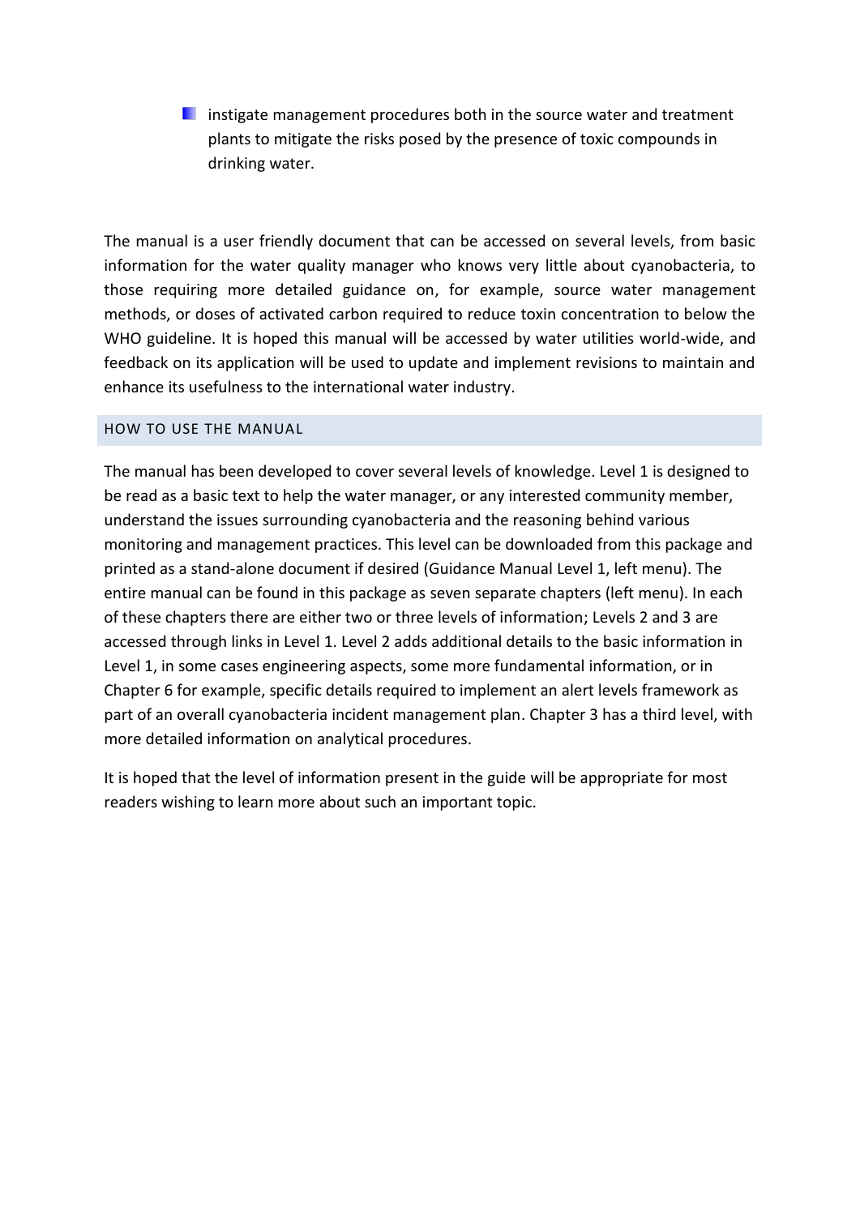- instigate management procedures both in the source water and treatment plants to mitigate the risks posed by the presence of toxic compounds in drinking water.

The manual is a user friendly document that can be accessed on several levels, from basic information for the water quality manager who knows very little about cyanobacteria, to those requiring more detailed guidance on, for example, source water management methods, or doses of activated carbon required to reduce toxin concentration to below the WHO guideline. It is hoped this manual will be accessed by water utilities world-wide, and feedback on its application will be used to update and implement revisions to maintain and enhance its usefulness to the international water industry.

## HOW TO USE THE MANUAL

The manual has been developed to cover several levels of knowledge. Level 1 is designed to be read as a basic text to help the water manager, or any interested community member, understand the issues surrounding cyanobacteria and the reasoning behind various monitoring and management practices. This level can be downloaded from this package and printed as a stand-alone document if desired (Guidance Manual Level 1, left menu). The entire manual can be found in this package as seven separate chapters (left menu). In each of these chapters there are either two or three levels of information; Levels 2 and 3 are accessed through links in Level 1. Level 2 adds additional details to the basic information in Level 1, in some cases engineering aspects, some more fundamental information, or in Chapter 6 for example, specific details required to implement an alert levels framework as part of an overall cyanobacteria incident management plan. Chapter 3 has a third level, with more detailed information on analytical procedures.

It is hoped that the level of information present in the guide will be appropriate for most readers wishing to learn more about such an important topic.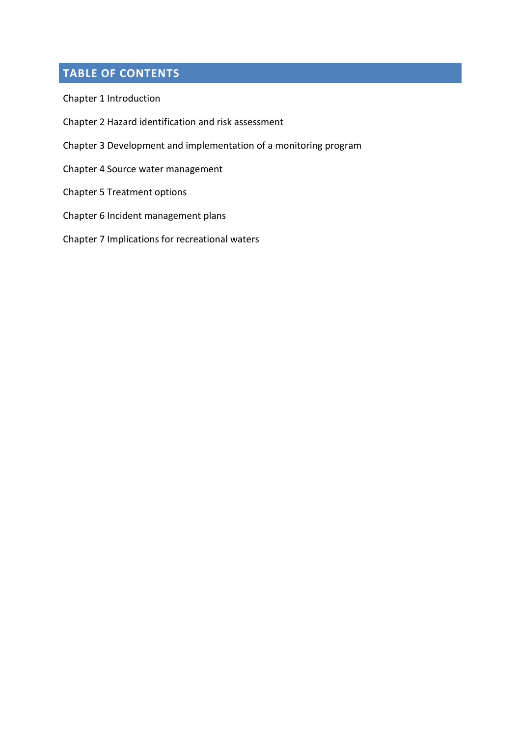## TABLE OF CONTENTS

Chapter 1 Introduction

Chapter 2 Hazard identification and risk assessment

Chapter 3 Development and implementation of a monitoring program

Chapter 4 Source water management

Chapter 5 Treatment options

Chapter 6 Incident management plans

Chapter 7 Implications for recreational waters